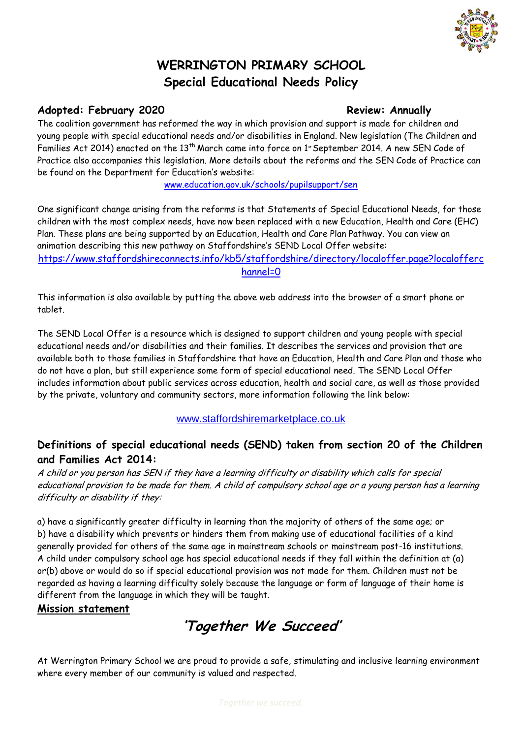# WERRINGTON PRIMARY SCHOOL
## Special Educational Needs Policy

**Adopted: February 2020** **Review: Annually**

The coalition government has reformed the way in which provision and support is made for children and young people with special educational needs and/or disabilities in England. New legislation (The Children and Families Act 2014) enacted on the 13th March came into force on 1st September 2014. A new SEN Code of Practice also accompanies this legislation. More details about the reforms and the SEN Code of Practice can be found on the Department for Education's website:

www.education.gov.uk/schools/pupilsupport/sen

One significant change arising from the reforms is that Statements of Special Educational Needs, for those children with the most complex needs, have now been replaced with a new Education, Health and Care (EHC) Plan. These plans are being supported by an Education, Health and Care Plan Pathway. You can view an animation describing this new pathway on Staffordshire's SEND Local Offer website:

https://www.staffordshireconnects.info/kb5/staffordshire/directory/localoffer.page?localofferchannel=0

This information is also available by putting the above web address into the browser of a smart phone or tablet.

The SEND Local Offer is a resource which is designed to support children and young people with special educational needs and/or disabilities and their families. It describes the services and provision that are available both to those families in Staffordshire that have an Education, Health and Care Plan and those who do not have a plan, but still experience some form of special educational need. The SEND Local Offer includes information about public services across education, health and social care, as well as those provided by the private, voluntary and community sectors, more information following the link below:

www.staffordshiremarketplace.co.uk

### Definitions of special educational needs (SEND) taken from section 20 of the Children and Families Act 2014:

*A child or you person has SEN if they have a learning difficulty or disability which calls for special educational provision to be made for them. A child of compulsory school age or a young person has a learning difficulty or disability if they:*

a) have a significantly greater difficulty in learning than the majority of others of the same age; or
b) have a disability which prevents or hinders them from making use of educational facilities of a kind generally provided for others of the same age in mainstream schools or mainstream post-16 institutions.
A child under compulsory school age has special educational needs if they fall within the definition at (a) or(b) above or would do so if special educational provision was not made for them. Children must not be regarded as having a learning difficulty solely because the language or form of language of their home is different from the language in which they will be taught.

**Mission statement**

## *'Together We Succeed'*

At Werrington Primary School we are proud to provide a safe, stimulating and inclusive learning environment where every member of our community is valued and respected.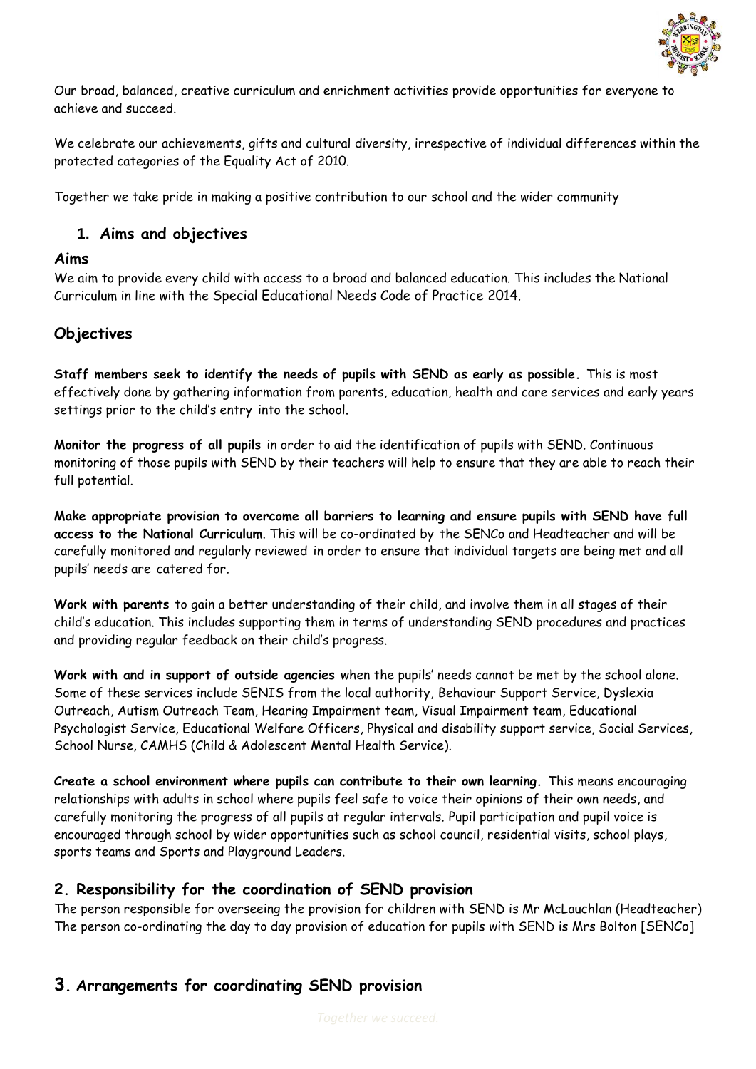Our broad, balanced, creative curriculum and enrichment activities provide opportunities for everyone to achieve and succeed.

We celebrate our achievements, gifts and cultural diversity, irrespective of individual differences within the protected categories of the Equality Act of 2010.

Together we take pride in making a positive contribution to our school and the wider community

## 1. Aims and objectives

### Aims

We aim to provide every child with access to a broad and balanced education. This includes the National Curriculum in line with the Special Educational Needs Code of Practice 2014.

### Objectives

**Staff members seek to identify the needs of pupils with SEND as early as possible.** This is most effectively done by gathering information from parents, education, health and care services and early years settings prior to the child's entry into the school.

**Monitor the progress of all pupils** in order to aid the identification of pupils with SEND. Continuous monitoring of those pupils with SEND by their teachers will help to ensure that they are able to reach their full potential.

**Make appropriate provision to overcome all barriers to learning and ensure pupils with SEND have full access to the National Curriculum**. This will be co-ordinated by the SENCo and Headteacher and will be carefully monitored and regularly reviewed in order to ensure that individual targets are being met and all pupils' needs are catered for.

**Work with parents** to gain a better understanding of their child, and involve them in all stages of their child's education. This includes supporting them in terms of understanding SEND procedures and practices and providing regular feedback on their child's progress.

**Work with and in support of outside agencies** when the pupils' needs cannot be met by the school alone. Some of these services include SENIS from the local authority, Behaviour Support Service, Dyslexia Outreach, Autism Outreach Team, Hearing Impairment team, Visual Impairment team, Educational Psychologist Service, Educational Welfare Officers, Physical and disability support service, Social Services, School Nurse, CAMHS (Child & Adolescent Mental Health Service).

**Create a school environment where pupils can contribute to their own learning.** This means encouraging relationships with adults in school where pupils feel safe to voice their opinions of their own needs, and carefully monitoring the progress of all pupils at regular intervals. Pupil participation and pupil voice is encouraged through school by wider opportunities such as school council, residential visits, school plays, sports teams and Sports and Playground Leaders.

## 2. Responsibility for the coordination of SEND provision

The person responsible for overseeing the provision for children with SEND is Mr McLauchlan (Headteacher)
The person co-ordinating the day to day provision of education for pupils with SEND is Mrs Bolton [SENCo]

## 3. Arrangements for coordinating SEND provision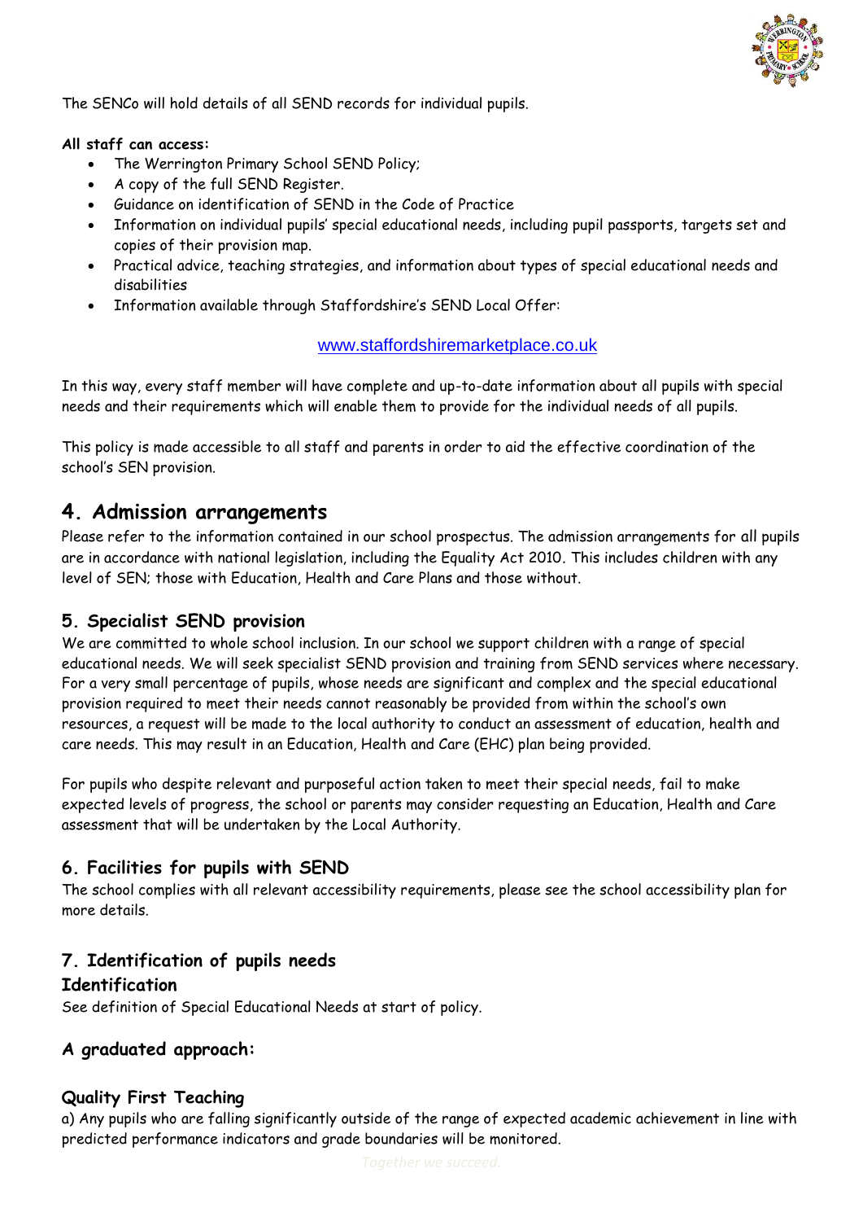The SENCo will hold details of all SEND records for individual pupils.

**All staff can access:**

- The Werrington Primary School SEND Policy;
- A copy of the full SEND Register.
- Guidance on identification of SEND in the Code of Practice
- Information on individual pupils' special educational needs, including pupil passports, targets set and copies of their provision map.
- Practical advice, teaching strategies, and information about types of special educational needs and disabilities
- Information available through Staffordshire's SEND Local Offer:

www.staffordshiremarketplace.co.uk

In this way, every staff member will have complete and up-to-date information about all pupils with special needs and their requirements which will enable them to provide for the individual needs of all pupils.

This policy is made accessible to all staff and parents in order to aid the effective coordination of the school's SEN provision.

## 4. Admission arrangements

Please refer to the information contained in our school prospectus. The admission arrangements for all pupils are in accordance with national legislation, including the Equality Act 2010. This includes children with any level of SEN; those with Education, Health and Care Plans and those without.

### 5. Specialist SEND provision

We are committed to whole school inclusion. In our school we support children with a range of special educational needs. We will seek specialist SEND provision and training from SEND services where necessary. For a very small percentage of pupils, whose needs are significant and complex and the special educational provision required to meet their needs cannot reasonably be provided from within the school's own resources, a request will be made to the local authority to conduct an assessment of education, health and care needs. This may result in an Education, Health and Care (EHC) plan being provided.

For pupils who despite relevant and purposeful action taken to meet their special needs, fail to make expected levels of progress, the school or parents may consider requesting an Education, Health and Care assessment that will be undertaken by the Local Authority.

### 6. Facilities for pupils with SEND

The school complies with all relevant accessibility requirements, please see the school accessibility plan for more details.

### 7. Identification of pupils needs

### Identification

See definition of Special Educational Needs at start of policy.

### A graduated approach:

### Quality First Teaching

a) Any pupils who are falling significantly outside of the range of expected academic achievement in line with predicted performance indicators and grade boundaries will be monitored.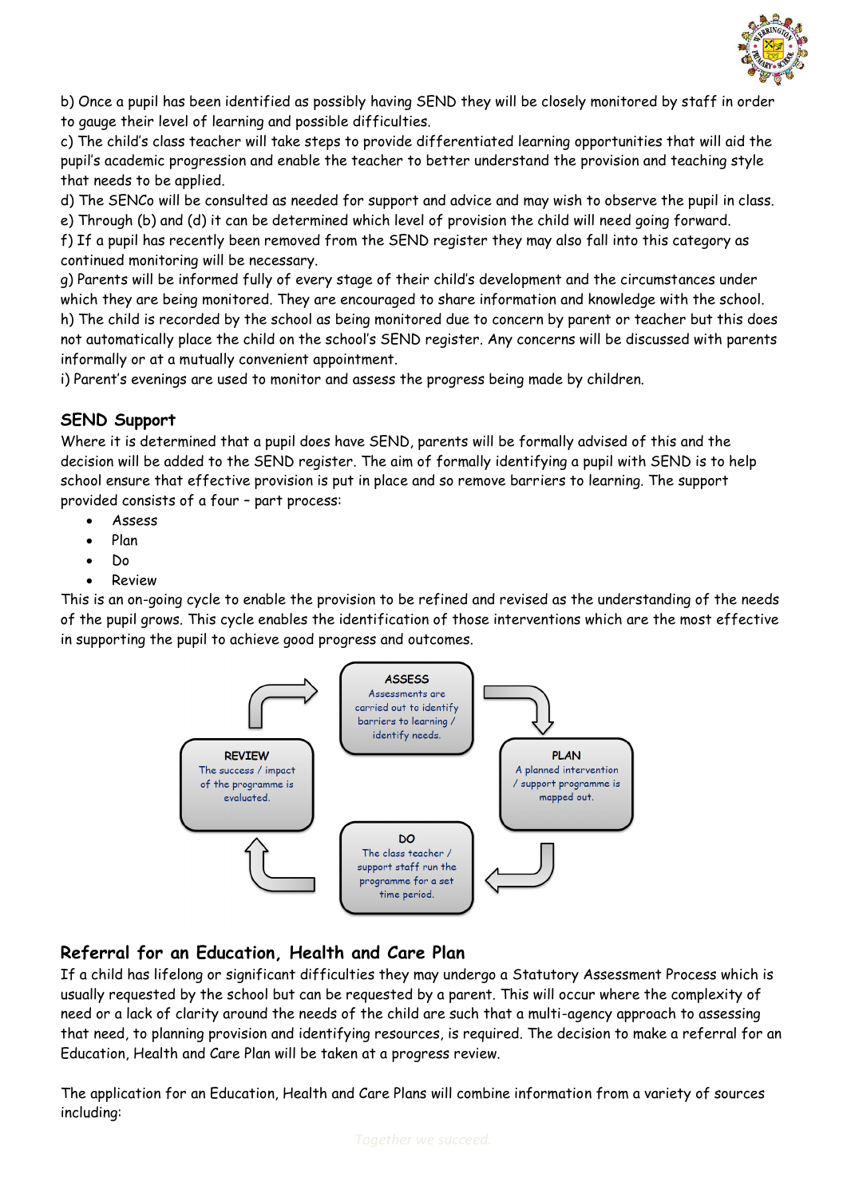b) Once a pupil has been identified as possibly having SEND they will be closely monitored by staff in order to gauge their level of learning and possible difficulties.

c) The child's class teacher will take steps to provide differentiated learning opportunities that will aid the pupil's academic progression and enable the teacher to better understand the provision and teaching style that needs to be applied.

d) The SENCo will be consulted as needed for support and advice and may wish to observe the pupil in class.

e) Through (b) and (d) it can be determined which level of provision the child will need going forward.

f) If a pupil has recently been removed from the SEND register they may also fall into this category as continued monitoring will be necessary.

g) Parents will be informed fully of every stage of their child's development and the circumstances under which they are being monitored. They are encouraged to share information and knowledge with the school.

h) The child is recorded by the school as being monitored due to concern by parent or teacher but this does not automatically place the child on the school's SEND register. Any concerns will be discussed with parents informally or at a mutually convenient appointment.

i) Parent's evenings are used to monitor and assess the progress being made by children.

## SEND Support

Where it is determined that a pupil does have SEND, parents will be formally advised of this and the decision will be added to the SEND register. The aim of formally identifying a pupil with SEND is to help school ensure that effective provision is put in place and so remove barriers to learning. The support provided consists of a four – part process:

- Assess
- Plan
- Do
- Review

This is an on-going cycle to enable the provision to be refined and revised as the understanding of the needs of the pupil grows. This cycle enables the identification of those interventions which are the most effective in supporting the pupil to achieve good progress and outcomes.

**ASSESS**
Assessments are carried out to identify barriers to learning / identify needs.

**PLAN**
A planned intervention / support programme is mapped out.

**DO**
The class teacher / support staff run the programme for a set time period.

**REVIEW**
The success / impact of the programme is evaluated.

## Referral for an Education, Health and Care Plan

If a child has lifelong or significant difficulties they may undergo a Statutory Assessment Process which is usually requested by the school but can be requested by a parent. This will occur where the complexity of need or a lack of clarity around the needs of the child are such that a multi-agency approach to assessing that need, to planning provision and identifying resources, is required. The decision to make a referral for an Education, Health and Care Plan will be taken at a progress review.

The application for an Education, Health and Care Plans will combine information from a variety of sources including: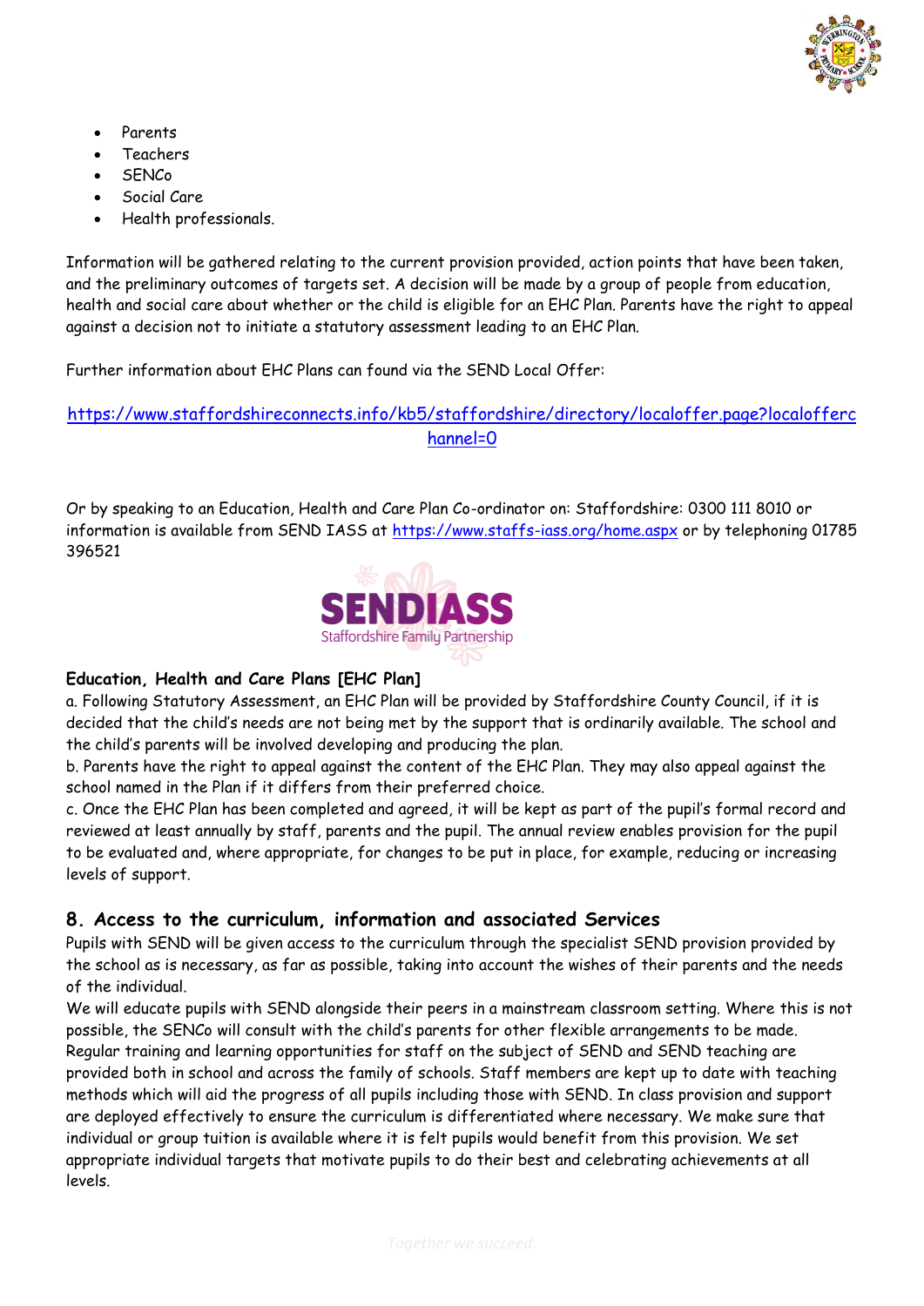- Parents
- Teachers
- SENCo
- Social Care
- Health professionals.

Information will be gathered relating to the current provision provided, action points that have been taken, and the preliminary outcomes of targets set. A decision will be made by a group of people from education, health and social care about whether or the child is eligible for an EHC Plan. Parents have the right to appeal against a decision not to initiate a statutory assessment leading to an EHC Plan.

Further information about EHC Plans can found via the SEND Local Offer:

https://www.staffordshireconnects.info/kb5/staffordshire/directory/localoffer.page?localofferchannel=0

Or by speaking to an Education, Health and Care Plan Co-ordinator on: Staffordshire: 0300 111 8010 or information is available from SEND IASS at https://www.staffs-iass.org/home.aspx or by telephoning 01785 396521

**Education, Health and Care Plans [EHC Plan]**

a. Following Statutory Assessment, an EHC Plan will be provided by Staffordshire County Council, if it is decided that the child's needs are not being met by the support that is ordinarily available. The school and the child's parents will be involved developing and producing the plan.

b. Parents have the right to appeal against the content of the EHC Plan. They may also appeal against the school named in the Plan if it differs from their preferred choice.

c. Once the EHC Plan has been completed and agreed, it will be kept as part of the pupil's formal record and reviewed at least annually by staff, parents and the pupil. The annual review enables provision for the pupil to be evaluated and, where appropriate, for changes to be put in place, for example, reducing or increasing levels of support.

## 8. Access to the curriculum, information and associated Services

Pupils with SEND will be given access to the curriculum through the specialist SEND provision provided by the school as is necessary, as far as possible, taking into account the wishes of their parents and the needs of the individual.

We will educate pupils with SEND alongside their peers in a mainstream classroom setting. Where this is not possible, the SENCo will consult with the child's parents for other flexible arrangements to be made. Regular training and learning opportunities for staff on the subject of SEND and SEND teaching are provided both in school and across the family of schools. Staff members are kept up to date with teaching methods which will aid the progress of all pupils including those with SEND. In class provision and support are deployed effectively to ensure the curriculum is differentiated where necessary. We make sure that individual or group tuition is available where it is felt pupils would benefit from this provision. We set appropriate individual targets that motivate pupils to do their best and celebrating achievements at all levels.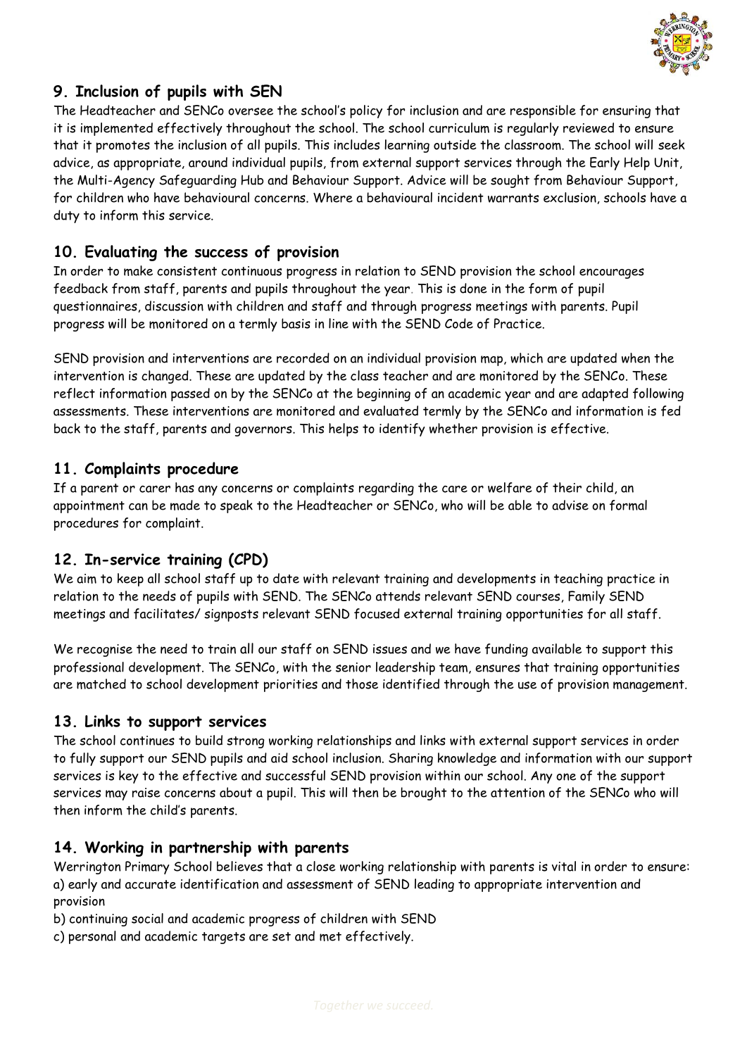## 9. Inclusion of pupils with SEN

The Headteacher and SENCo oversee the school's policy for inclusion and are responsible for ensuring that it is implemented effectively throughout the school. The school curriculum is regularly reviewed to ensure that it promotes the inclusion of all pupils. This includes learning outside the classroom. The school will seek advice, as appropriate, around individual pupils, from external support services through the Early Help Unit, the Multi-Agency Safeguarding Hub and Behaviour Support. Advice will be sought from Behaviour Support, for children who have behavioural concerns. Where a behavioural incident warrants exclusion, schools have a duty to inform this service.

## 10. Evaluating the success of provision

In order to make consistent continuous progress in relation to SEND provision the school encourages feedback from staff, parents and pupils throughout the year. This is done in the form of pupil questionnaires, discussion with children and staff and through progress meetings with parents. Pupil progress will be monitored on a termly basis in line with the SEND Code of Practice.

SEND provision and interventions are recorded on an individual provision map, which are updated when the intervention is changed. These are updated by the class teacher and are monitored by the SENCo. These reflect information passed on by the SENCo at the beginning of an academic year and are adapted following assessments. These interventions are monitored and evaluated termly by the SENCo and information is fed back to the staff, parents and governors. This helps to identify whether provision is effective.

## 11. Complaints procedure

If a parent or carer has any concerns or complaints regarding the care or welfare of their child, an appointment can be made to speak to the Headteacher or SENCo, who will be able to advise on formal procedures for complaint.

## 12. In-service training (CPD)

We aim to keep all school staff up to date with relevant training and developments in teaching practice in relation to the needs of pupils with SEND. The SENCo attends relevant SEND courses, Family SEND meetings and facilitates/ signposts relevant SEND focused external training opportunities for all staff.

We recognise the need to train all our staff on SEND issues and we have funding available to support this professional development. The SENCo, with the senior leadership team, ensures that training opportunities are matched to school development priorities and those identified through the use of provision management.

## 13. Links to support services

The school continues to build strong working relationships and links with external support services in order to fully support our SEND pupils and aid school inclusion. Sharing knowledge and information with our support services is key to the effective and successful SEND provision within our school. Any one of the support services may raise concerns about a pupil. This will then be brought to the attention of the SENCo who will then inform the child's parents.

## 14. Working in partnership with parents

Werrington Primary School believes that a close working relationship with parents is vital in order to ensure:

a) early and accurate identification and assessment of SEND leading to appropriate intervention and provision

b) continuing social and academic progress of children with SEND

c) personal and academic targets are set and met effectively.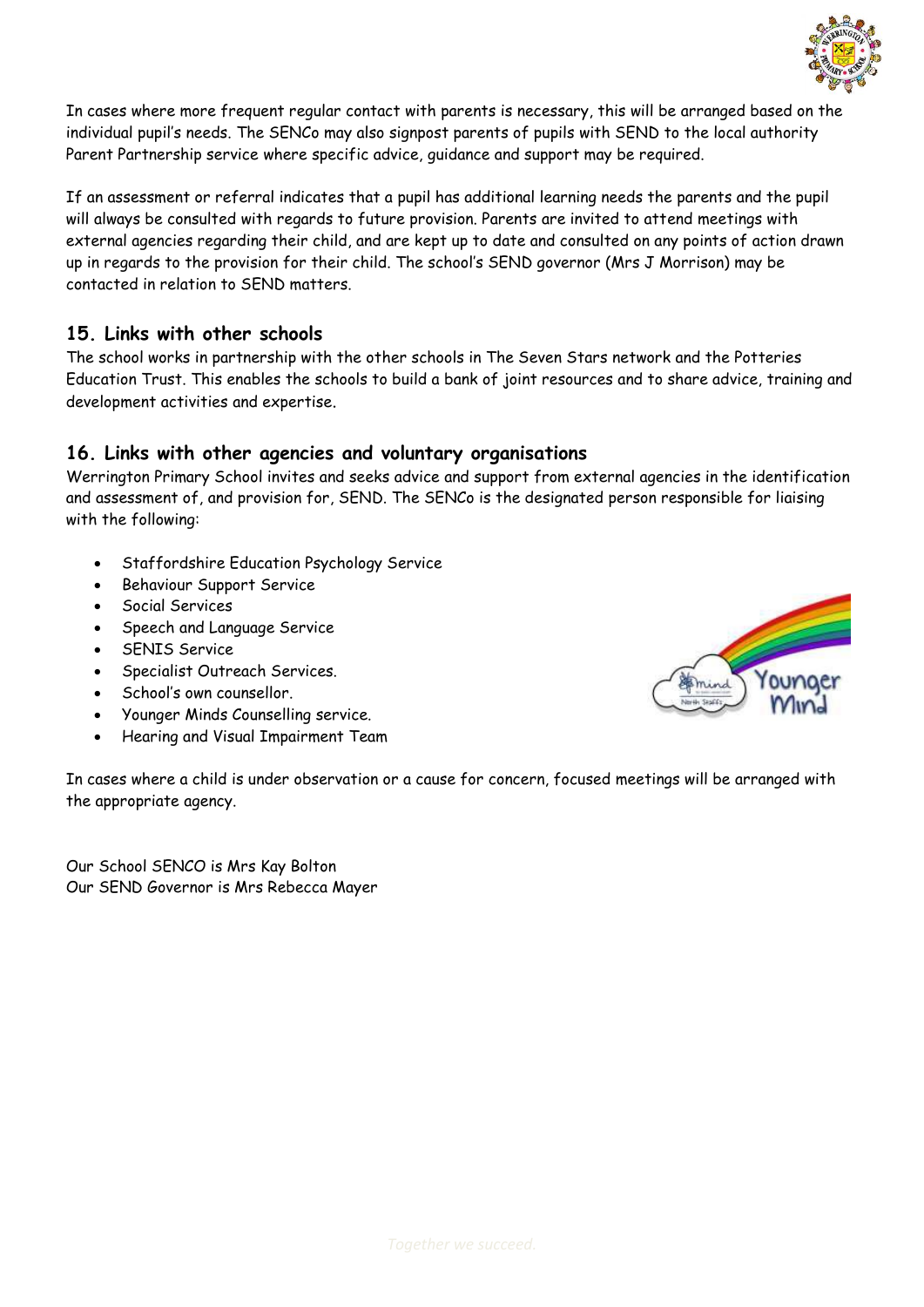In cases where more frequent regular contact with parents is necessary, this will be arranged based on the individual pupil's needs. The SENCo may also signpost parents of pupils with SEND to the local authority Parent Partnership service where specific advice, guidance and support may be required.

If an assessment or referral indicates that a pupil has additional learning needs the parents and the pupil will always be consulted with regards to future provision. Parents are invited to attend meetings with external agencies regarding their child, and are kept up to date and consulted on any points of action drawn up in regards to the provision for their child. The school's SEND governor (Mrs J Morrison) may be contacted in relation to SEND matters.

## 15. Links with other schools

The school works in partnership with the other schools in The Seven Stars network and the Potteries Education Trust. This enables the schools to build a bank of joint resources and to share advice, training and development activities and expertise.

## 16. Links with other agencies and voluntary organisations

Werrington Primary School invites and seeks advice and support from external agencies in the identification and assessment of, and provision for, SEND. The SENCo is the designated person responsible for liaising with the following:

- Staffordshire Education Psychology Service
- Behaviour Support Service
- Social Services
- Speech and Language Service
- SENIS Service
- Specialist Outreach Services.
- School's own counsellor.
- Younger Minds Counselling service.
- Hearing and Visual Impairment Team

In cases where a child is under observation or a cause for concern, focused meetings will be arranged with the appropriate agency.

Our School SENCO is Mrs Kay Bolton
Our SEND Governor is Mrs Rebecca Mayer